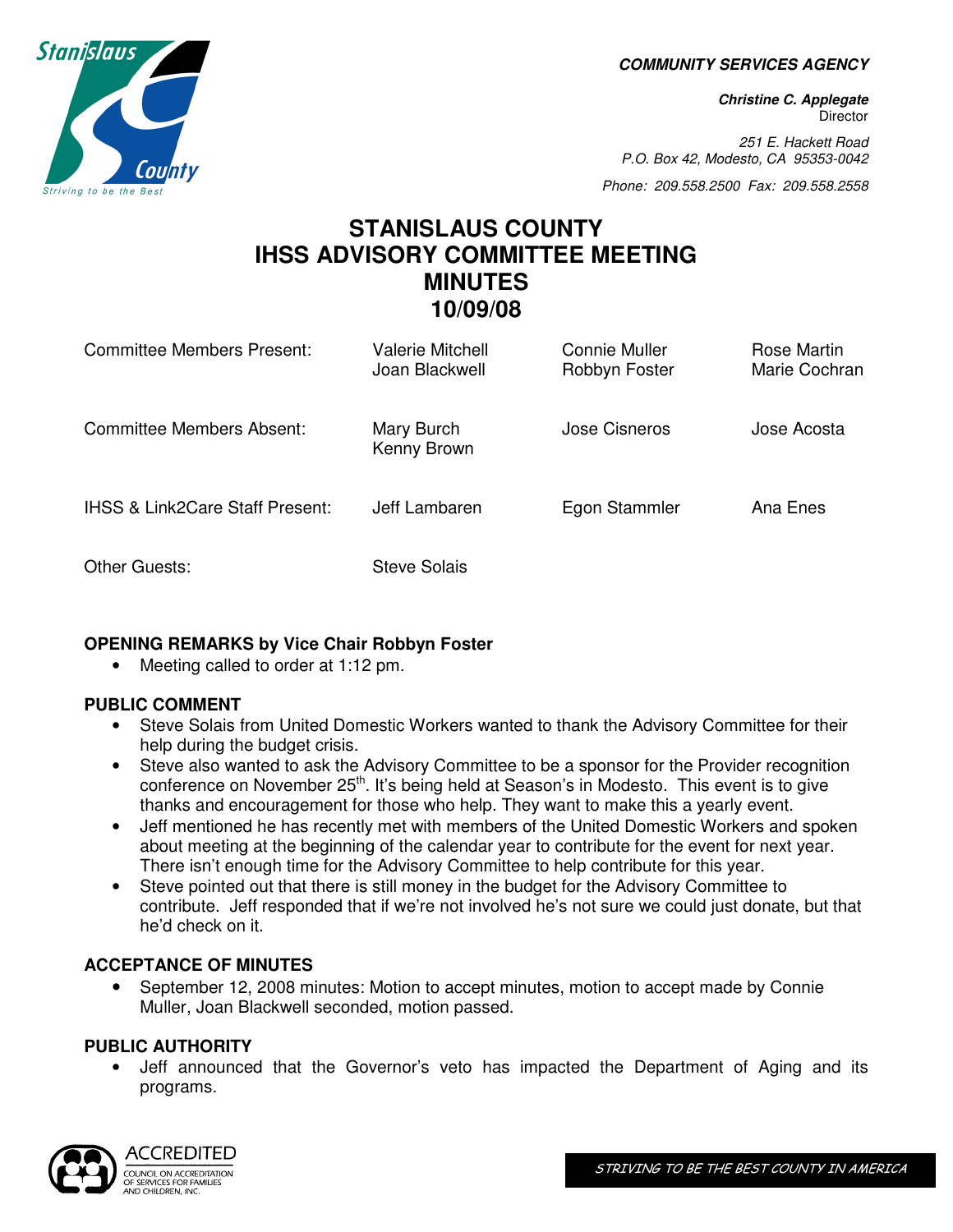**COMMUNITY SERVICES AGENCY**

***Christine C. Applegate***
Director

*251 E. Hackett Road*
*P.O. Box 42, Modesto, CA 95353-0042*

*Phone: 209.558.2500 Fax: 209.558.2558*

# STANISLAUS COUNTY IHSS ADVISORY COMMITTEE MEETING MINUTES 10/09/08

| | | | |
|---|---|---|---|
| Committee Members Present: | Valerie Mitchell<br>Joan Blackwell | Connie Muller<br>Robbyn Foster | Rose Martin<br>Marie Cochran |
| Committee Members Absent: | Mary Burch<br>Kenny Brown | Jose Cisneros | Jose Acosta |
| IHSS & Link2Care Staff Present: | Jeff Lambaren | Egon Stammler | Ana Enes |
| Other Guests: | Steve Solais | | |

### OPENING REMARKS by Vice Chair Robbyn Foster

- Meeting called to order at 1:12 pm.

### PUBLIC COMMENT

- Steve Solais from United Domestic Workers wanted to thank the Advisory Committee for their help during the budget crisis.
- Steve also wanted to ask the Advisory Committee to be a sponsor for the Provider recognition conference on November 25th. It's being held at Season's in Modesto. This event is to give thanks and encouragement for those who help. They want to make this a yearly event.
- Jeff mentioned he has recently met with members of the United Domestic Workers and spoken about meeting at the beginning of the calendar year to contribute for the event for next year. There isn't enough time for the Advisory Committee to help contribute for this year.
- Steve pointed out that there is still money in the budget for the Advisory Committee to contribute. Jeff responded that if we're not involved he's not sure we could just donate, but that he'd check on it.

### ACCEPTANCE OF MINUTES

- September 12, 2008 minutes: Motion to accept minutes, motion to accept made by Connie Muller, Joan Blackwell seconded, motion passed.

### PUBLIC AUTHORITY

- Jeff announced that the Governor's veto has impacted the Department of Aging and its programs.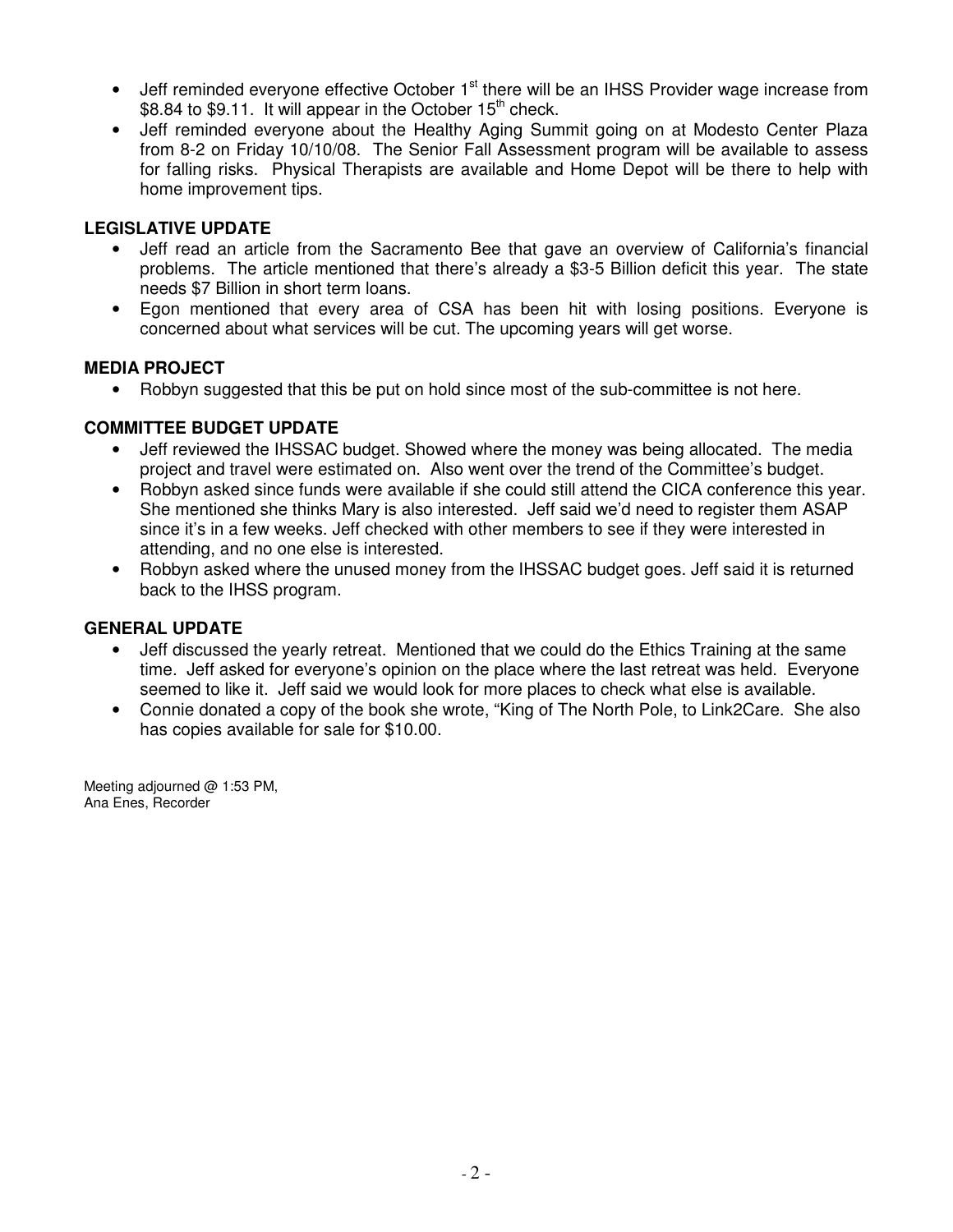- Jeff reminded everyone effective October 1st there will be an IHSS Provider wage increase from \$8.84 to \$9.11. It will appear in the October 15th check.
- Jeff reminded everyone about the Healthy Aging Summit going on at Modesto Center Plaza from 8-2 on Friday 10/10/08. The Senior Fall Assessment program will be available to assess for falling risks. Physical Therapists are available and Home Depot will be there to help with home improvement tips.

**LEGISLATIVE UPDATE**

- Jeff read an article from the Sacramento Bee that gave an overview of California's financial problems. The article mentioned that there's already a \$3-5 Billion deficit this year. The state needs \$7 Billion in short term loans.
- Egon mentioned that every area of CSA has been hit with losing positions. Everyone is concerned about what services will be cut. The upcoming years will get worse.

**MEDIA PROJECT**

- Robbyn suggested that this be put on hold since most of the sub-committee is not here.

**COMMITTEE BUDGET UPDATE**

- Jeff reviewed the IHSSAC budget. Showed where the money was being allocated. The media project and travel were estimated on. Also went over the trend of the Committee's budget.
- Robbyn asked since funds were available if she could still attend the CICA conference this year. She mentioned she thinks Mary is also interested. Jeff said we'd need to register them ASAP since it's in a few weeks. Jeff checked with other members to see if they were interested in attending, and no one else is interested.
- Robbyn asked where the unused money from the IHSSAC budget goes. Jeff said it is returned back to the IHSS program.

**GENERAL UPDATE**

- Jeff discussed the yearly retreat. Mentioned that we could do the Ethics Training at the same time. Jeff asked for everyone's opinion on the place where the last retreat was held. Everyone seemed to like it. Jeff said we would look for more places to check what else is available.
- Connie donated a copy of the book she wrote, "King of The North Pole, to Link2Care. She also has copies available for sale for \$10.00.

Meeting adjourned @ 1:53 PM,
Ana Enes, Recorder